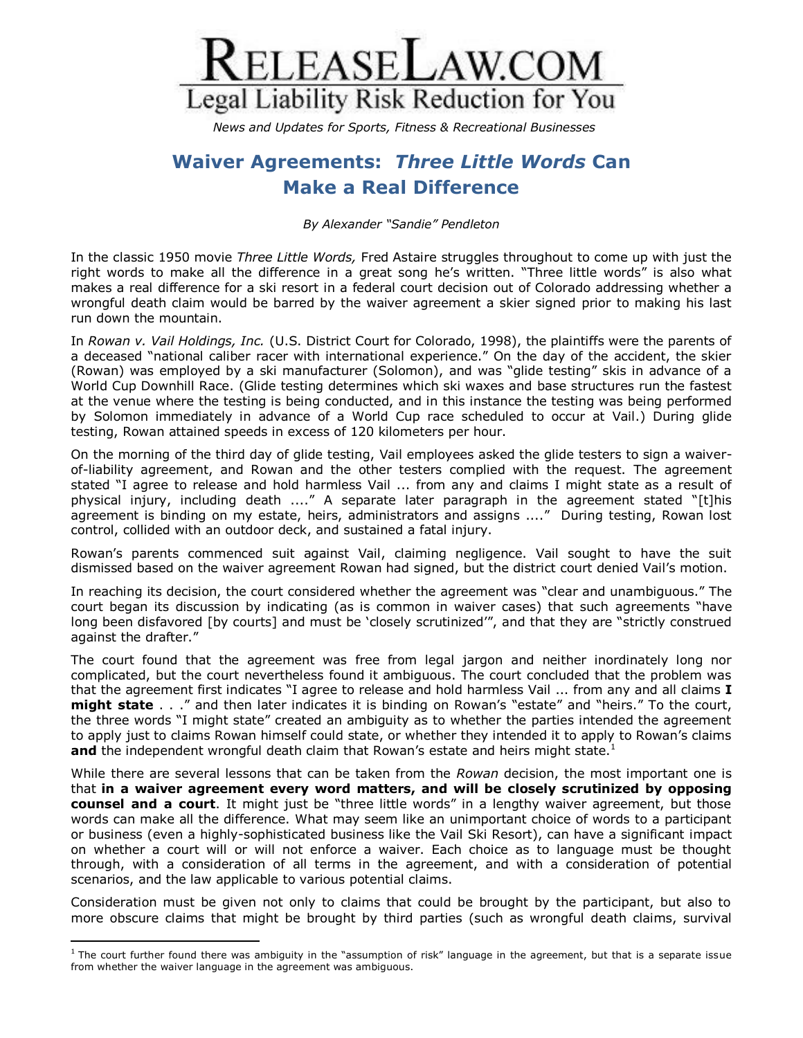# RELEASELAW.COM

## Legal Liability Risk Reduction for You

*News and Updates for Sports, Fitness & Recreational Businesses*

# Waiver Agreements: *Three Little Words* Can Make a Real Difference

*By Alexander "Sandie" Pendleton*

In the classic 1950 movie *Three Little Words,* Fred Astaire struggles throughout to come up with just the right words to make all the difference in a great song he's written. "Three little words" is also what makes a real difference for a ski resort in a federal court decision out of Colorado addressing whether a wrongful death claim would be barred by the waiver agreement a skier signed prior to making his last run down the mountain.

In *Rowan v. Vail Holdings, Inc.* (U.S. District Court for Colorado, 1998), the plaintiffs were the parents of a deceased "national caliber racer with international experience." On the day of the accident, the skier (Rowan) was employed by a ski manufacturer (Solomon), and was "glide testing" skis in advance of a World Cup Downhill Race. (Glide testing determines which ski waxes and base structures run the fastest at the venue where the testing is being conducted, and in this instance the testing was being performed by Solomon immediately in advance of a World Cup race scheduled to occur at Vail.) During glide testing, Rowan attained speeds in excess of 120 kilometers per hour.

On the morning of the third day of glide testing, Vail employees asked the glide testers to sign a waiver-of-liability agreement, and Rowan and the other testers complied with the request. The agreement stated "I agree to release and hold harmless Vail ... from any and claims I might state as a result of physical injury, including death ...." A separate later paragraph in the agreement stated "[t]his agreement is binding on my estate, heirs, administrators and assigns ...." During testing, Rowan lost control, collided with an outdoor deck, and sustained a fatal injury.

Rowan's parents commenced suit against Vail, claiming negligence. Vail sought to have the suit dismissed based on the waiver agreement Rowan had signed, but the district court denied Vail's motion.

In reaching its decision, the court considered whether the agreement was "clear and unambiguous." The court began its discussion by indicating (as is common in waiver cases) that such agreements "have long been disfavored [by courts] and must be 'closely scrutinized'", and that they are "strictly construed against the drafter."

The court found that the agreement was free from legal jargon and neither inordinately long nor complicated, but the court nevertheless found it ambiguous. The court concluded that the problem was that the agreement first indicates "I agree to release and hold harmless Vail ... from any and all claims **I might state** . . ." and then later indicates it is binding on Rowan's "estate" and "heirs." To the court, the three words "I might state" created an ambiguity as to whether the parties intended the agreement to apply just to claims Rowan himself could state, or whether they intended it to apply to Rowan's claims **and** the independent wrongful death claim that Rowan's estate and heirs might state.[1]

While there are several lessons that can be taken from the *Rowan* decision, the most important one is that **in a waiver agreement every word matters, and will be closely scrutinized by opposing counsel and a court**. It might just be "three little words" in a lengthy waiver agreement, but those words can make all the difference. What may seem like an unimportant choice of words to a participant or business (even a highly-sophisticated business like the Vail Ski Resort), can have a significant impact on whether a court will or will not enforce a waiver. Each choice as to language must be thought through, with a consideration of all terms in the agreement, and with a consideration of potential scenarios, and the law applicable to various potential claims.

Consideration must be given not only to claims that could be brought by the participant, but also to more obscure claims that might be brought by third parties (such as wrongful death claims, survival

---

[1] The court further found there was ambiguity in the "assumption of risk" language in the agreement, but that is a separate issue from whether the waiver language in the agreement was ambiguous.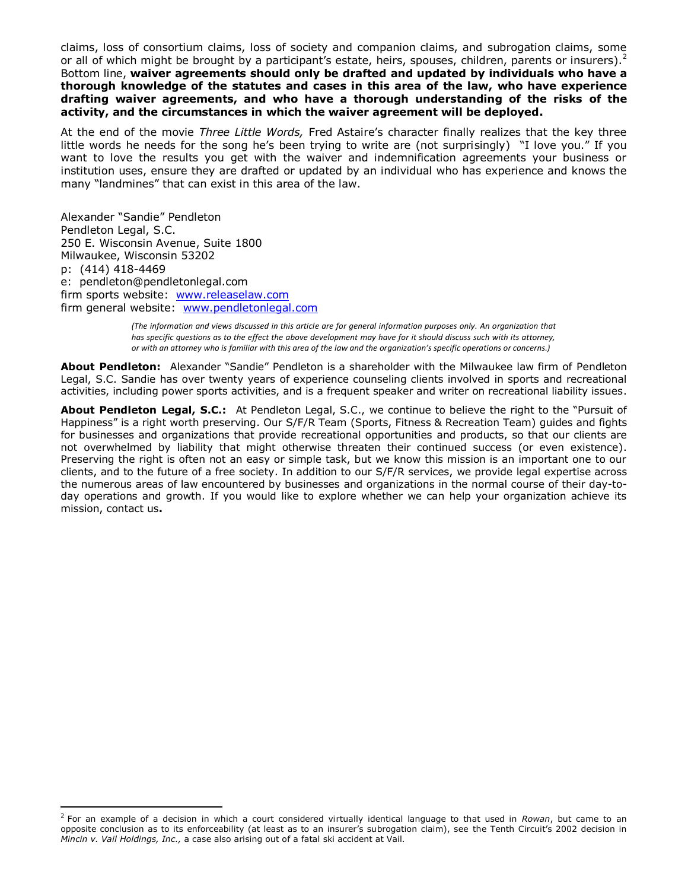claims, loss of consortium claims, loss of society and companion claims, and subrogation claims, some or all of which might be brought by a participant's estate, heirs, spouses, children, parents or insurers).[2] Bottom line, **waiver agreements should only be drafted and updated by individuals who have a thorough knowledge of the statutes and cases in this area of the law, who have experience drafting waiver agreements, and who have a thorough understanding of the risks of the activity, and the circumstances in which the waiver agreement will be deployed.**

At the end of the movie *Three Little Words,* Fred Astaire's character finally realizes that the key three little words he needs for the song he's been trying to write are (not surprisingly) "I love you." If you want to love the results you get with the waiver and indemnification agreements your business or institution uses, ensure they are drafted or updated by an individual who has experience and knows the many "landmines" that can exist in this area of the law.

Alexander "Sandie" Pendleton
Pendleton Legal, S.C.
250 E. Wisconsin Avenue, Suite 1800
Milwaukee, Wisconsin 53202
p: (414) 418-4469
e: pendleton@pendletonlegal.com
firm sports website: [www.releaselaw.com](www.releaselaw.com)
firm general website: [www.pendletonlegal.com](www.pendletonlegal.com)

*(The information and views discussed in this article are for general information purposes only. An organization that has specific questions as to the effect the above development may have for it should discuss such with its attorney, or with an attorney who is familiar with this area of the law and the organization's specific operations or concerns.)*

**About Pendleton:** Alexander "Sandie" Pendleton is a shareholder with the Milwaukee law firm of Pendleton Legal, S.C. Sandie has over twenty years of experience counseling clients involved in sports and recreational activities, including power sports activities, and is a frequent speaker and writer on recreational liability issues.

**About Pendleton Legal, S.C.:** At Pendleton Legal, S.C., we continue to believe the right to the "Pursuit of Happiness" is a right worth preserving. Our S/F/R Team (Sports, Fitness & Recreation Team) guides and fights for businesses and organizations that provide recreational opportunities and products, so that our clients are not overwhelmed by liability that might otherwise threaten their continued success (or even existence). Preserving the right is often not an easy or simple task, but we know this mission is an important one to our clients, and to the future of a free society. In addition to our S/F/R services, we provide legal expertise across the numerous areas of law encountered by businesses and organizations in the normal course of their day-to-day operations and growth. If you would like to explore whether we can help your organization achieve its mission, contact us**.**

[2] For an example of a decision in which a court considered virtually identical language to that used in *Rowan*, but came to an opposite conclusion as to its enforceability (at least as to an insurer's subrogation claim), see the Tenth Circuit's 2002 decision in *Mincin v. Vail Holdings, Inc.,* a case also arising out of a fatal ski accident at Vail.